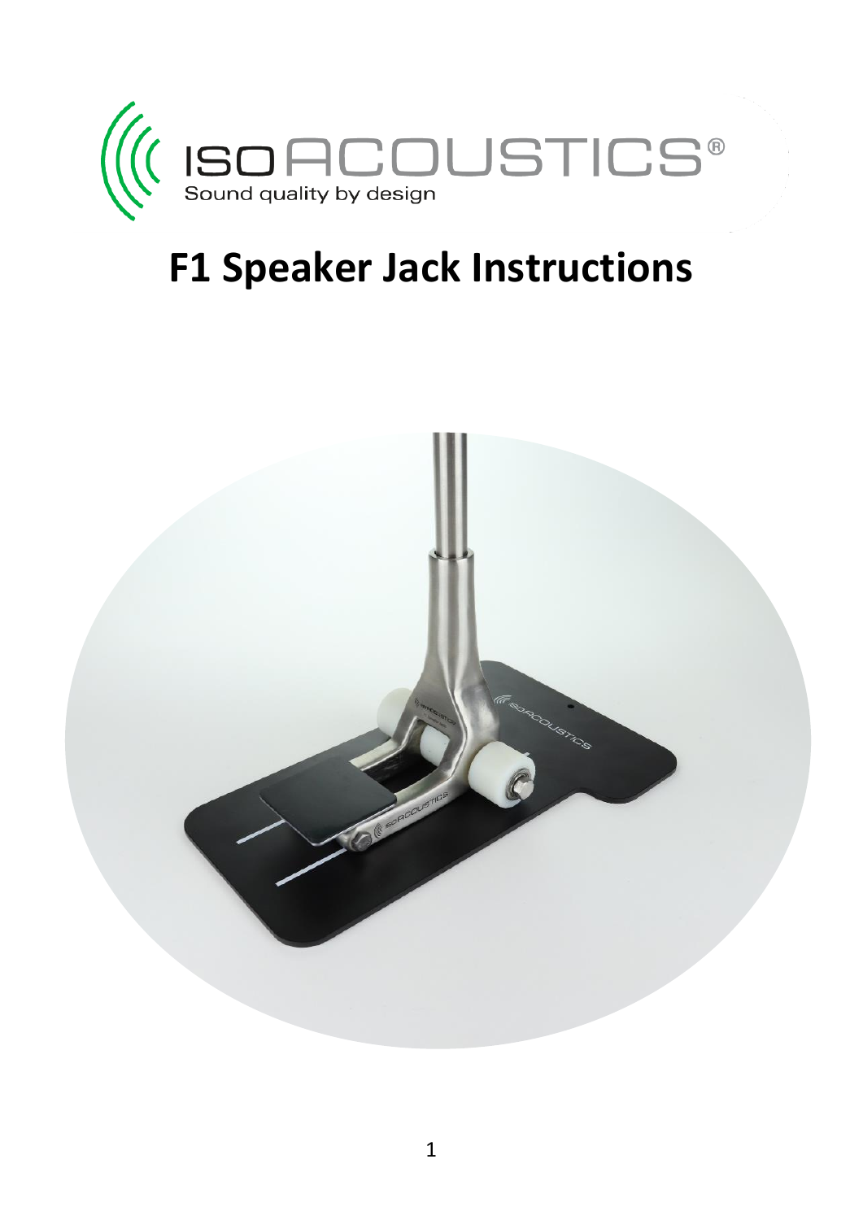ISOACOUSTICS®
Sound quality by design

# F1 Speaker Jack Instructions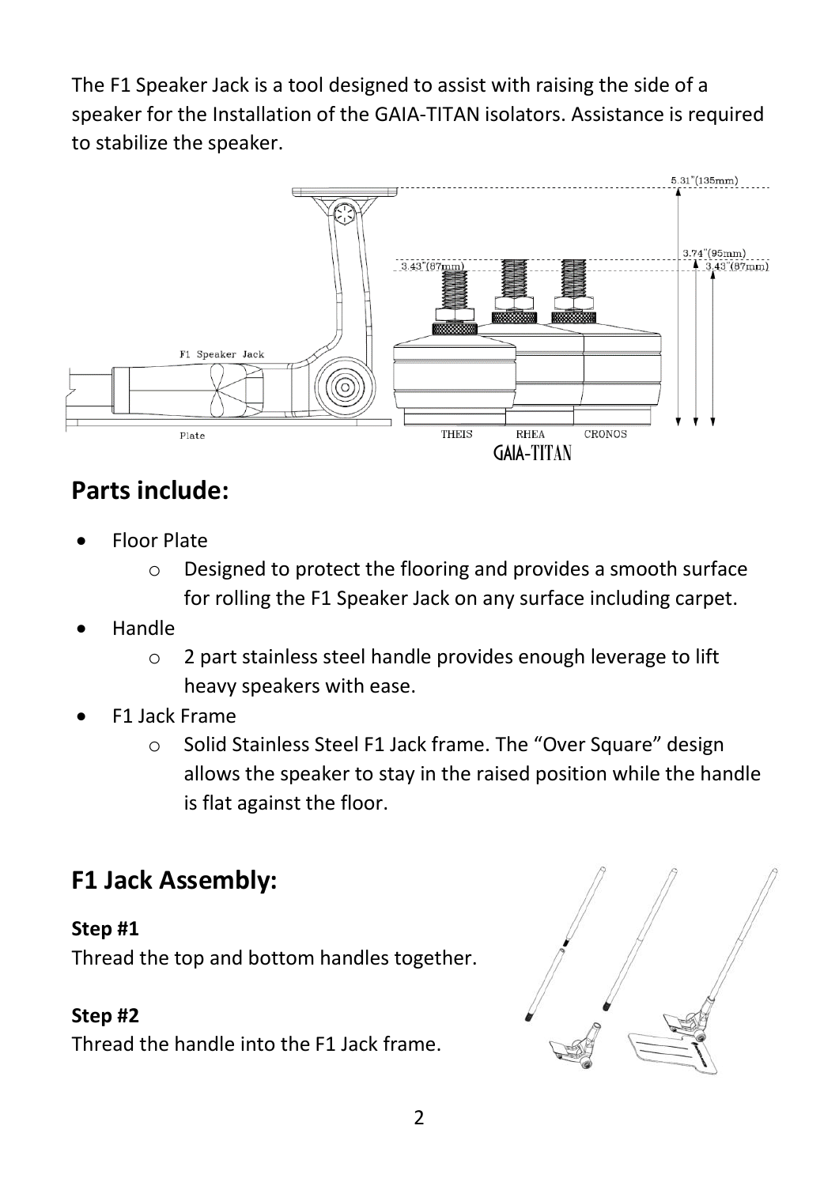The F1 Speaker Jack is a tool designed to assist with raising the side of a speaker for the Installation of the GAIA-TITAN isolators. Assistance is required to stabilize the speaker.

## Parts include:

- Floor Plate
  - Designed to protect the flooring and provides a smooth surface for rolling the F1 Speaker Jack on any surface including carpet.
- Handle
  - 2 part stainless steel handle provides enough leverage to lift heavy speakers with ease.
- F1 Jack Frame
  - Solid Stainless Steel F1 Jack frame. The "Over Square" design allows the speaker to stay in the raised position while the handle is flat against the floor.

## F1 Jack Assembly:

**Step #1**
Thread the top and bottom handles together.

**Step #2**
Thread the handle into the F1 Jack frame.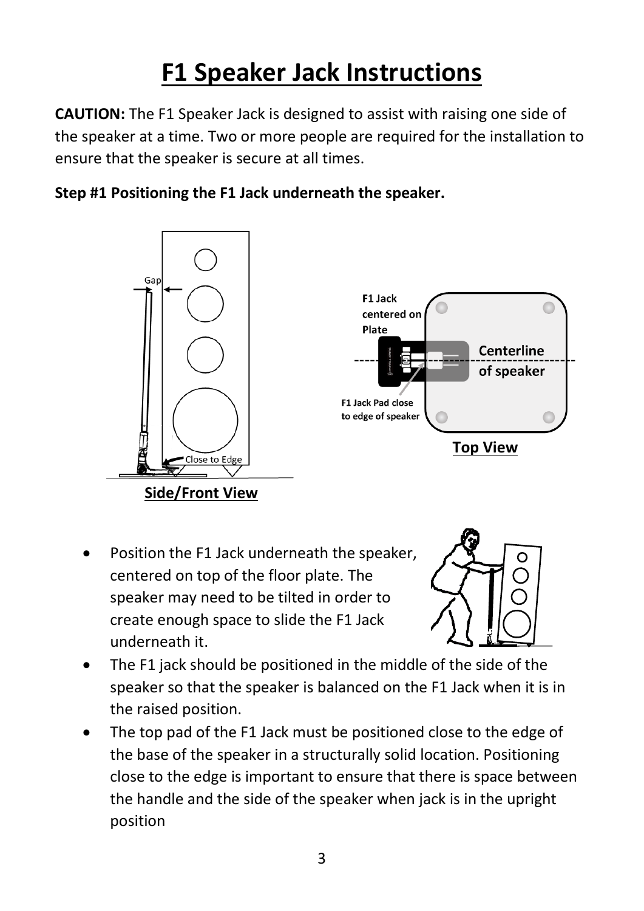# F1 Speaker Jack Instructions

**CAUTION:** The F1 Speaker Jack is designed to assist with raising one side of the speaker at a time. Two or more people are required for the installation to ensure that the speaker is secure at all times.

**Step #1 Positioning the F1 Jack underneath the speaker.**

Gap

Close to Edge

**Side/Front View**

F1 Jack centered on Plate

Centerline of speaker

F1 Jack Pad close to edge of speaker

**Top View**

- Position the F1 Jack underneath the speaker, centered on top of the floor plate. The speaker may need to be tilted in order to create enough space to slide the F1 Jack underneath it.
- The F1 jack should be positioned in the middle of the side of the speaker so that the speaker is balanced on the F1 Jack when it is in the raised position.
- The top pad of the F1 Jack must be positioned close to the edge of the base of the speaker in a structurally solid location. Positioning close to the edge is important to ensure that there is space between the handle and the side of the speaker when jack is in the upright position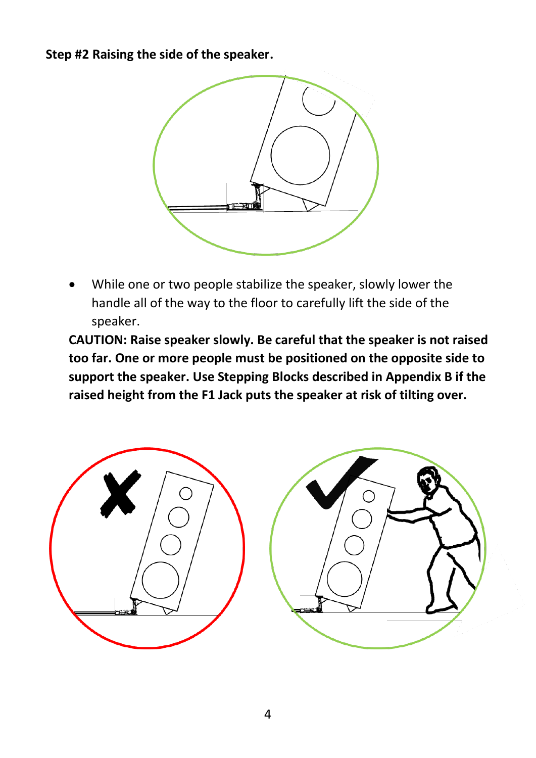**Step #2 Raising the side of the speaker.**

- While one or two people stabilize the speaker, slowly lower the handle all of the way to the floor to carefully lift the side of the speaker.

**CAUTION: Raise speaker slowly. Be careful that the speaker is not raised too far. One or more people must be positioned on the opposite side to support the speaker. Use Stepping Blocks described in Appendix B if the raised height from the F1 Jack puts the speaker at risk of tilting over.**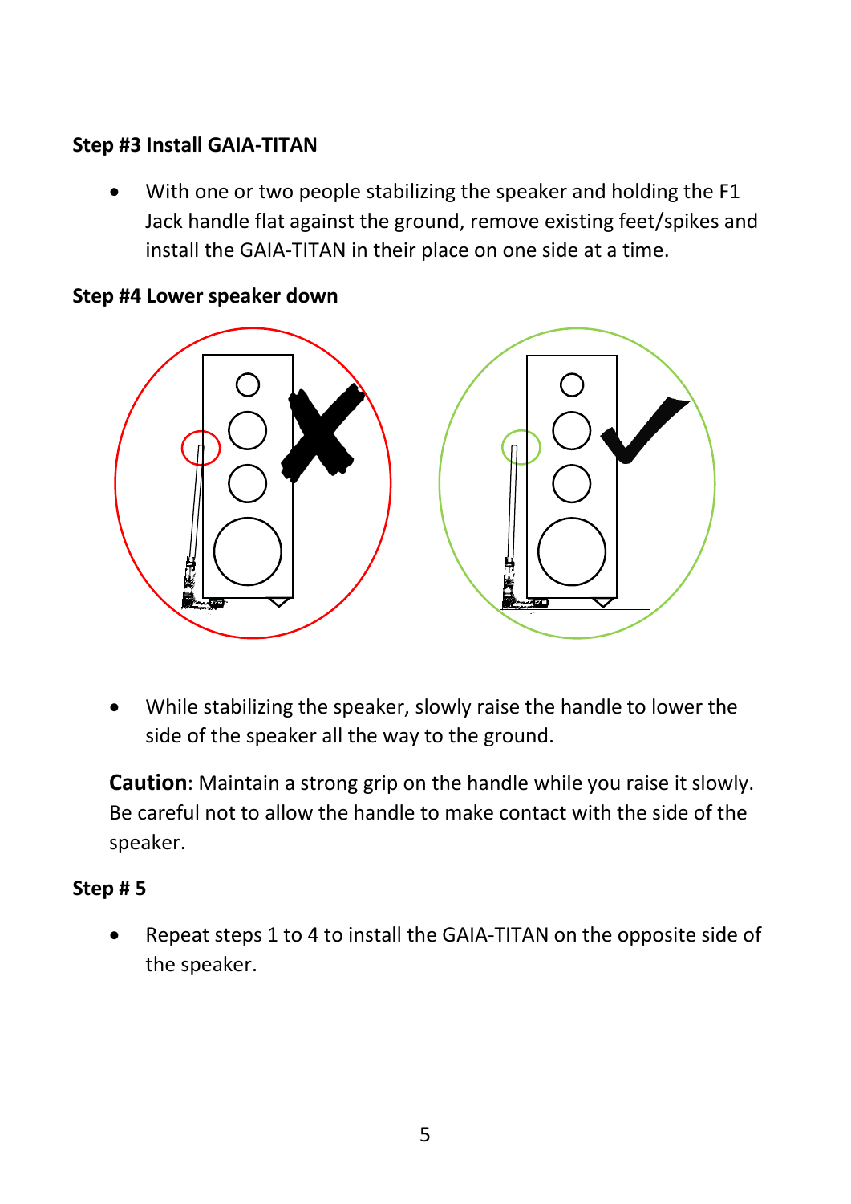**Step #3 Install GAIA-TITAN**

- With one or two people stabilizing the speaker and holding the F1 Jack handle flat against the ground, remove existing feet/spikes and install the GAIA-TITAN in their place on one side at a time.

**Step #4 Lower speaker down**

- While stabilizing the speaker, slowly raise the handle to lower the side of the speaker all the way to the ground.

**Caution**: Maintain a strong grip on the handle while you raise it slowly. Be careful not to allow the handle to make contact with the side of the speaker.

**Step # 5**

- Repeat steps 1 to 4 to install the GAIA-TITAN on the opposite side of the speaker.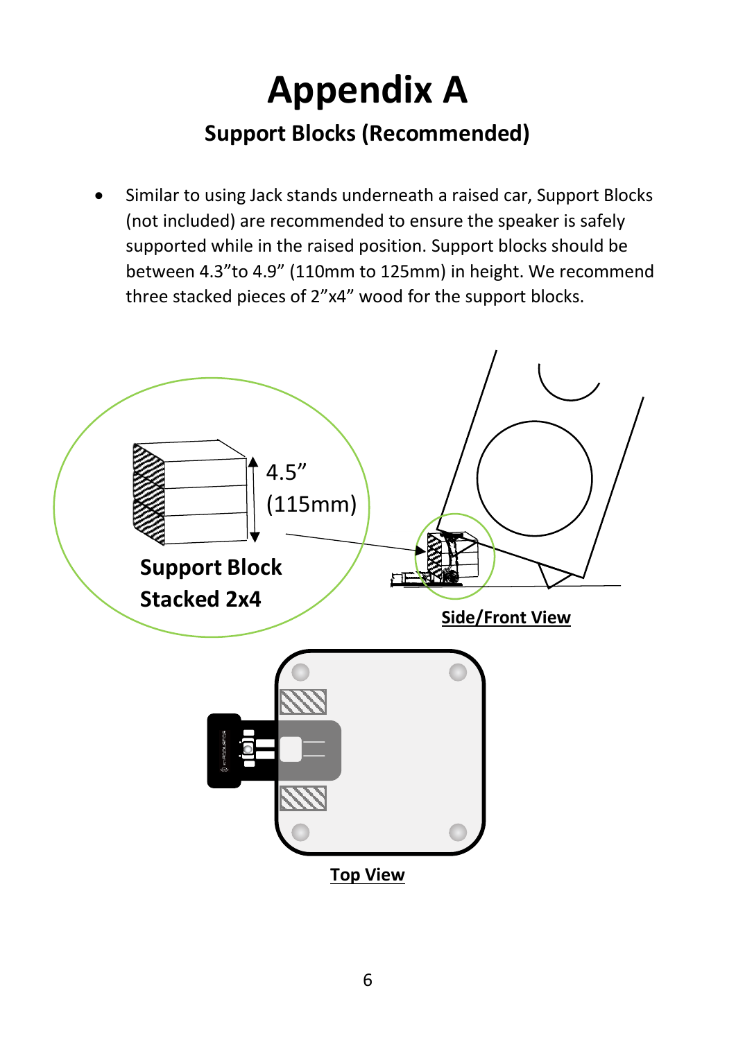# Appendix A

## Support Blocks (Recommended)

- Similar to using Jack stands underneath a raised car, Support Blocks (not included) are recommended to ensure the speaker is safely supported while in the raised position. Support blocks should be between 4.3”to 4.9” (110mm to 125mm) in height. We recommend three stacked pieces of 2”x4” wood for the support blocks.

4.5” (115mm)

**Support Block Stacked 2x4**

**Side/Front View**

**Top View**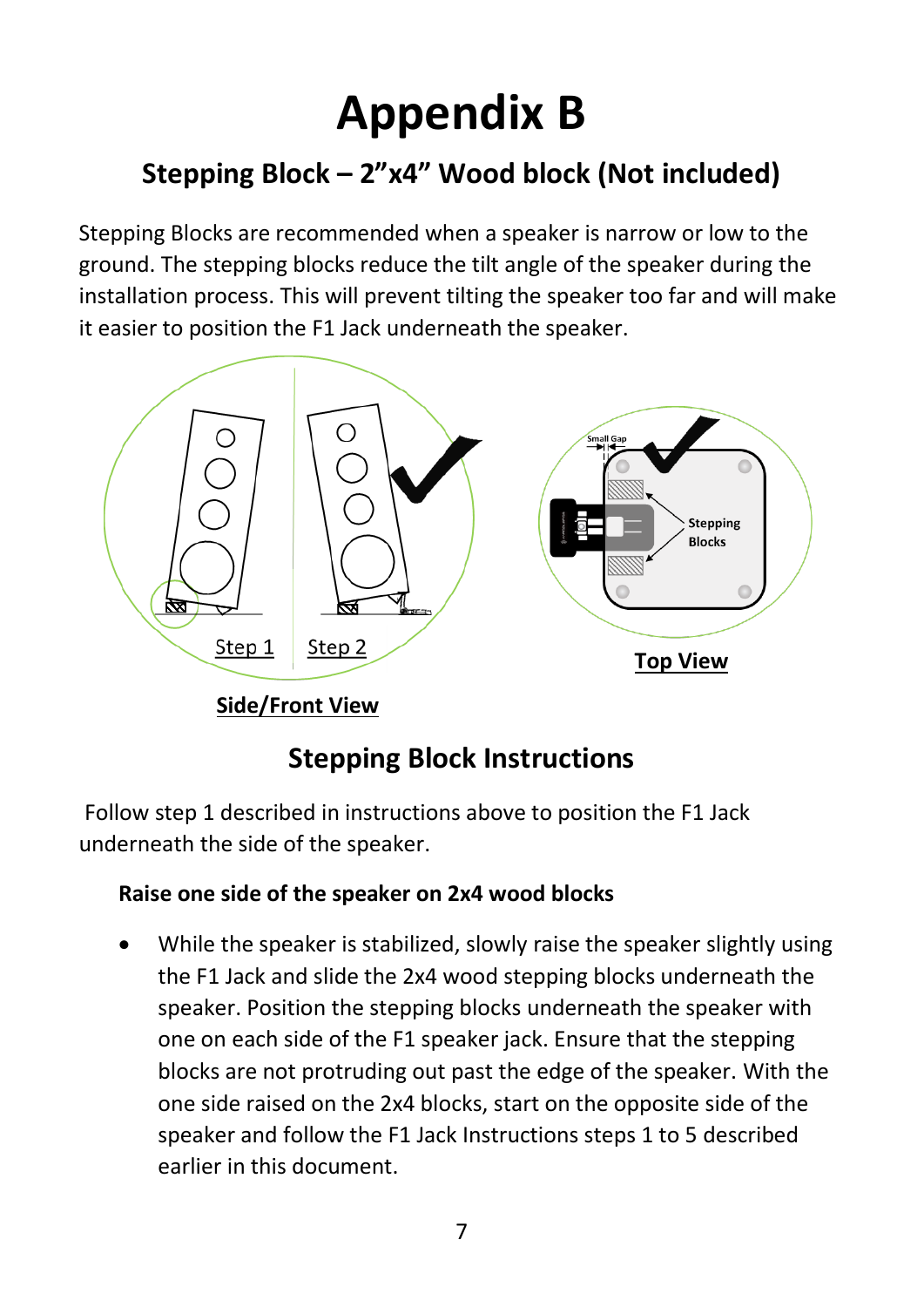# Appendix B

## Stepping Block – 2"x4" Wood block (Not included)

Stepping Blocks are recommended when a speaker is narrow or low to the ground. The stepping blocks reduce the tilt angle of the speaker during the installation process. This will prevent tilting the speaker too far and will make it easier to position the F1 Jack underneath the speaker.

Small Gap

Stepping Blocks

Step 1 Step 2

**Top View**

**Side/Front View**

## Stepping Block Instructions

Follow step 1 described in instructions above to position the F1 Jack underneath the side of the speaker.

**Raise one side of the speaker on 2x4 wood blocks**

- While the speaker is stabilized, slowly raise the speaker slightly using the F1 Jack and slide the 2x4 wood stepping blocks underneath the speaker. Position the stepping blocks underneath the speaker with one on each side of the F1 speaker jack. Ensure that the stepping blocks are not protruding out past the edge of the speaker. With the one side raised on the 2x4 blocks, start on the opposite side of the speaker and follow the F1 Jack Instructions steps 1 to 5 described earlier in this document.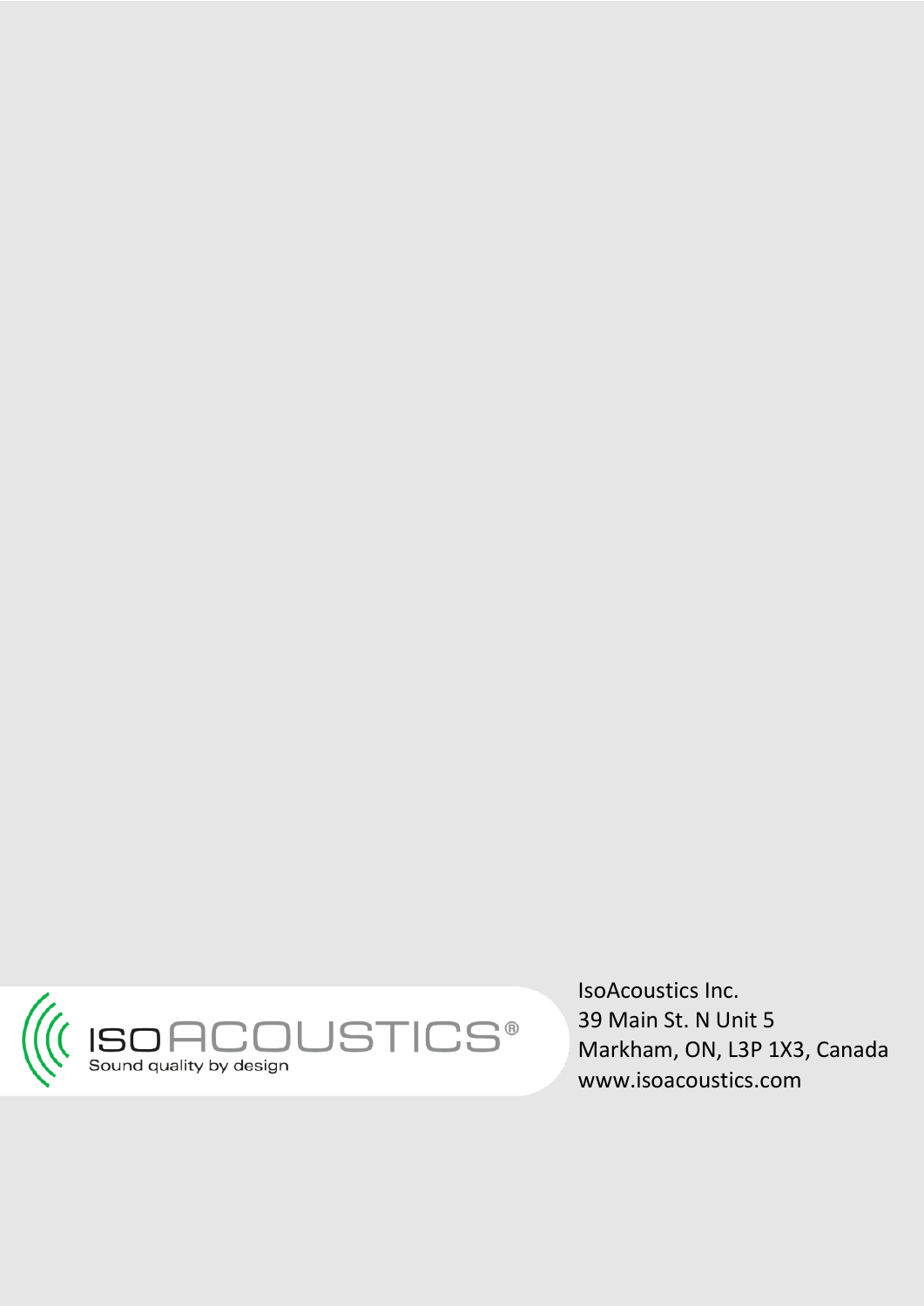ISO ACOUSTICS®
Sound quality by design

IsoAcoustics Inc.
39 Main St. N Unit 5
Markham, ON, L3P 1X3, Canada
www.isoacoustics.com